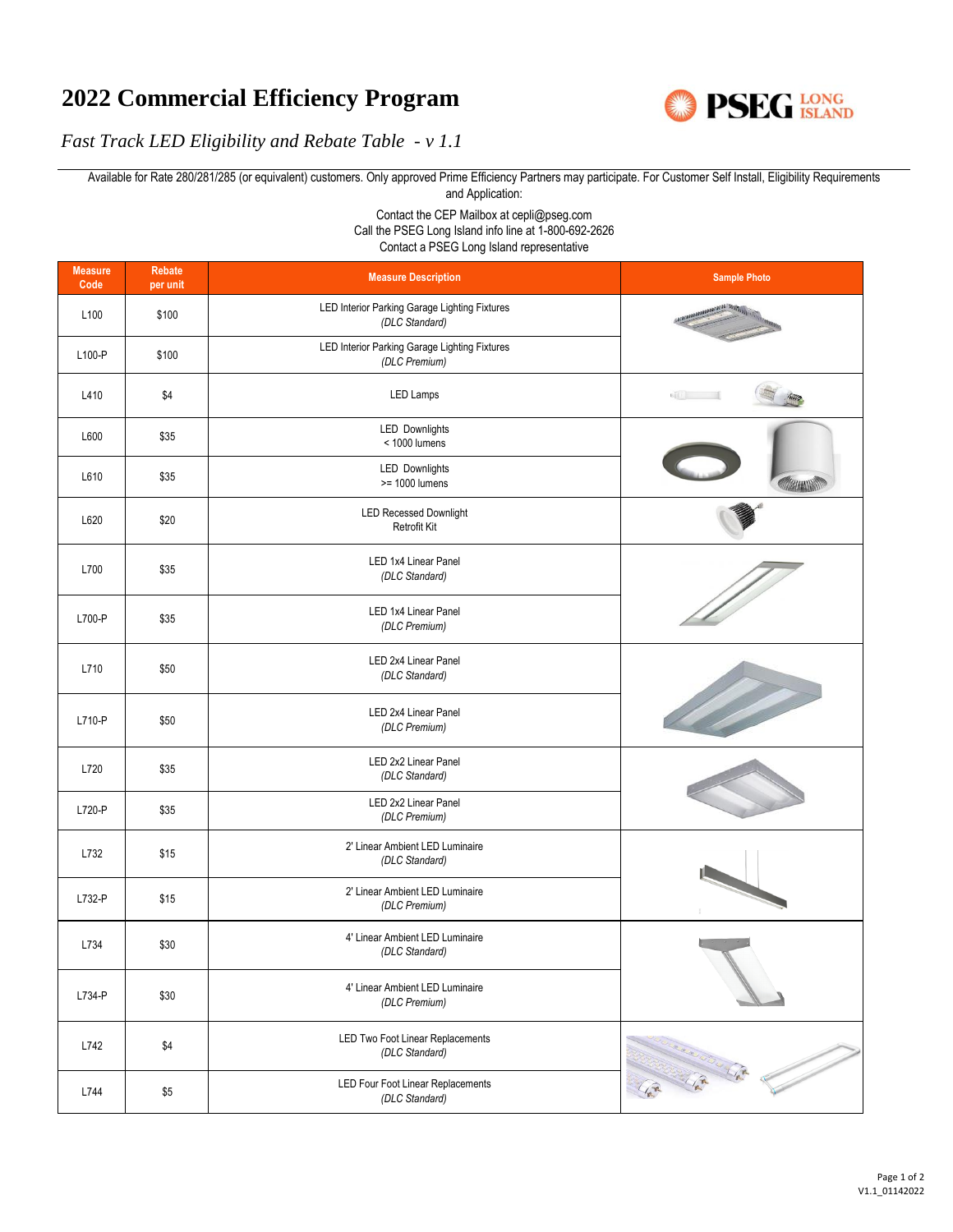# 2022 Commercial Efficiency Program

*Fast Track LED Eligibility and Rebate Table - v 1.1*

Available for Rate 280/281/285 (or equivalent) customers. Only approved Prime Efficiency Partners may participate. For Customer Self Install, Eligibility Requirements and Application:

Contact the CEP Mailbox at cepli@pseg.com
Call the PSEG Long Island info line at 1-800-692-2626
Contact a PSEG Long Island representative

| Measure Code | Rebate per unit | Measure Description | Sample Photo |
|---|---|---|---|
| L100 | $100 | LED Interior Parking Garage Lighting Fixtures *(DLC Standard)* | |
| L100-P | $100 | LED Interior Parking Garage Lighting Fixtures *(DLC Premium)* | |
| L410 | $4 | LED Lamps | |
| L600 | $35 | LED Downlights < 1000 lumens | |
| L610 | $35 | LED Downlights >= 1000 lumens | |
| L620 | $20 | LED Recessed Downlight Retrofit Kit | |
| L700 | $35 | LED 1x4 Linear Panel *(DLC Standard)* | |
| L700-P | $35 | LED 1x4 Linear Panel *(DLC Premium)* | |
| L710 | $50 | LED 2x4 Linear Panel *(DLC Standard)* | |
| L710-P | $50 | LED 2x4 Linear Panel *(DLC Premium)* | |
| L720 | $35 | LED 2x2 Linear Panel *(DLC Standard)* | |
| L720-P | $35 | LED 2x2 Linear Panel *(DLC Premium)* | |
| L732 | $15 | 2' Linear Ambient LED Luminaire *(DLC Standard)* | |
| L732-P | $15 | 2' Linear Ambient LED Luminaire *(DLC Premium)* | |
| L734 | $30 | 4' Linear Ambient LED Luminaire *(DLC Standard)* | |
| L734-P | $30 | 4' Linear Ambient LED Luminaire *(DLC Premium)* | |
| L742 | $4 | LED Two Foot Linear Replacements *(DLC Standard)* | |
| L744 | $5 | LED Four Foot Linear Replacements *(DLC Standard)* | |

V1.1_01142022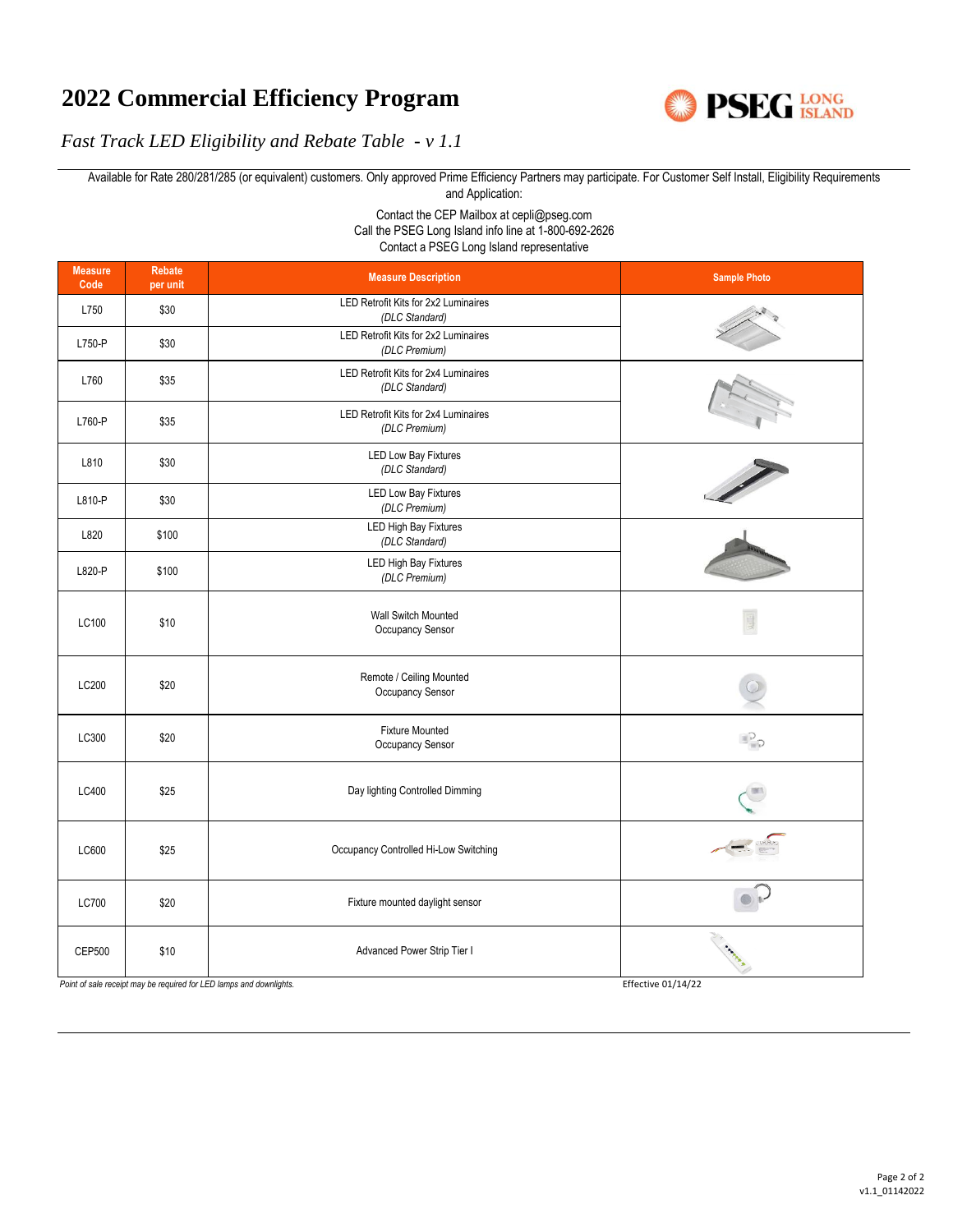# 2022 Commercial Efficiency Program

*Fast Track LED Eligibility and Rebate Table - v 1.1*

Available for Rate 280/281/285 (or equivalent) customers. Only approved Prime Efficiency Partners may participate. For Customer Self Install, Eligibility Requirements and Application:

Contact the CEP Mailbox at cepli@pseg.com
Call the PSEG Long Island info line at 1-800-692-2626
Contact a PSEG Long Island representative

| Measure Code | Rebate per unit | Measure Description | Sample Photo |
|---|---|---|---|
| L750 | $30 | LED Retrofit Kits for 2x2 Luminaires *(DLC Standard)* | |
| L750-P | $30 | LED Retrofit Kits for 2x2 Luminaires *(DLC Premium)* | |
| L760 | $35 | LED Retrofit Kits for 2x4 Luminaires *(DLC Standard)* | |
| L760-P | $35 | LED Retrofit Kits for 2x4 Luminaires *(DLC Premium)* | |
| L810 | $30 | LED Low Bay Fixtures *(DLC Standard)* | |
| L810-P | $30 | LED Low Bay Fixtures *(DLC Premium)* | |
| L820 | $100 | LED High Bay Fixtures *(DLC Standard)* | |
| L820-P | $100 | LED High Bay Fixtures *(DLC Premium)* | |
| LC100 | $10 | Wall Switch Mounted Occupancy Sensor | |
| LC200 | $20 | Remote / Ceiling Mounted Occupancy Sensor | |
| LC300 | $20 | Fixture Mounted Occupancy Sensor | |
| LC400 | $25 | Day lighting Controlled Dimming | |
| LC600 | $25 | Occupancy Controlled Hi-Low Switching | |
| LC700 | $20 | Fixture mounted daylight sensor | |
| CEP500 | $10 | Advanced Power Strip Tier I | |

*Point of sale receipt may be required for LED lamps and downlights.*

Effective 01/14/22

v1.1_01142022